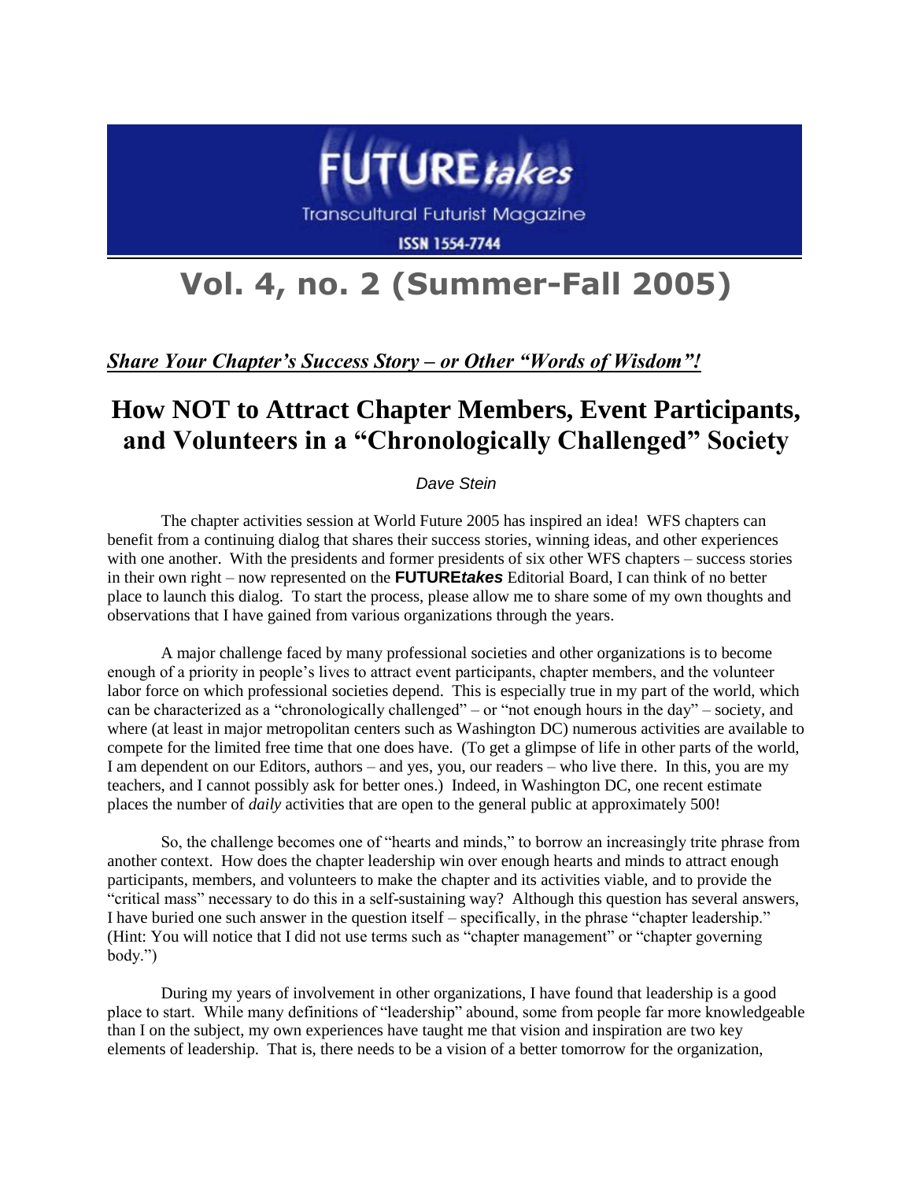# FUTURE*takes*

Transcultural Futurist Magazine

ISSN 1554-7744

# Vol. 4, no. 2 (Summer-Fall 2005)

***Share Your Chapter's Success Story – or Other "Words of Wisdom"!***

## How NOT to Attract Chapter Members, Event Participants, and Volunteers in a "Chronologically Challenged" Society

*Dave Stein*

The chapter activities session at World Future 2005 has inspired an idea! WFS chapters can benefit from a continuing dialog that shares their success stories, winning ideas, and other experiences with one another. With the presidents and former presidents of six other WFS chapters – success stories in their own right – now represented on the **FUTURE*takes*** Editorial Board, I can think of no better place to launch this dialog. To start the process, please allow me to share some of my own thoughts and observations that I have gained from various organizations through the years.

A major challenge faced by many professional societies and other organizations is to become enough of a priority in people's lives to attract event participants, chapter members, and the volunteer labor force on which professional societies depend. This is especially true in my part of the world, which can be characterized as a "chronologically challenged" – or "not enough hours in the day" – society, and where (at least in major metropolitan centers such as Washington DC) numerous activities are available to compete for the limited free time that one does have. (To get a glimpse of life in other parts of the world, I am dependent on our Editors, authors – and yes, you, our readers – who live there. In this, you are my teachers, and I cannot possibly ask for better ones.) Indeed, in Washington DC, one recent estimate places the number of *daily* activities that are open to the general public at approximately 500!

So, the challenge becomes one of "hearts and minds," to borrow an increasingly trite phrase from another context. How does the chapter leadership win over enough hearts and minds to attract enough participants, members, and volunteers to make the chapter and its activities viable, and to provide the "critical mass" necessary to do this in a self-sustaining way? Although this question has several answers, I have buried one such answer in the question itself – specifically, in the phrase "chapter leadership." (Hint: You will notice that I did not use terms such as "chapter management" or "chapter governing body.")

During my years of involvement in other organizations, I have found that leadership is a good place to start. While many definitions of "leadership" abound, some from people far more knowledgeable than I on the subject, my own experiences have taught me that vision and inspiration are two key elements of leadership. That is, there needs to be a vision of a better tomorrow for the organization,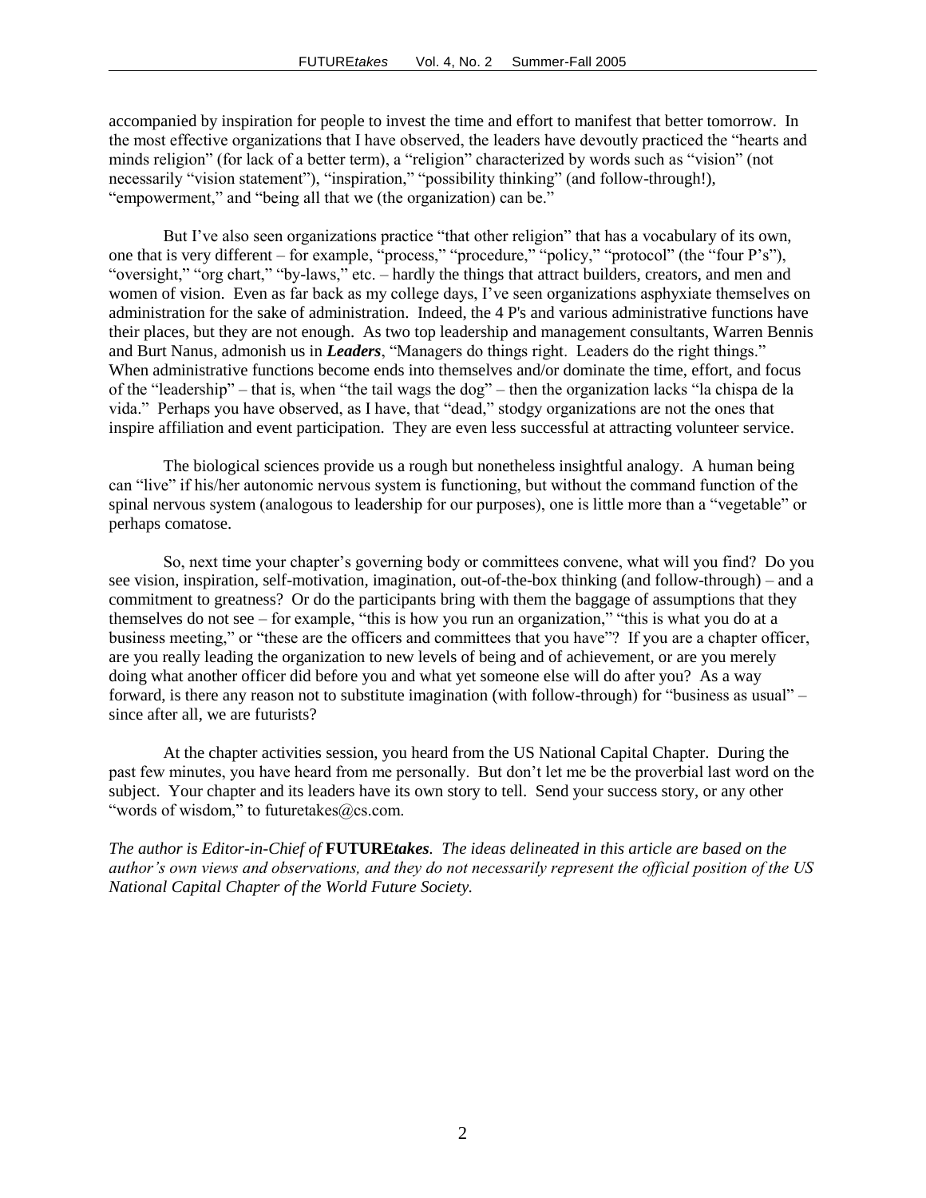accompanied by inspiration for people to invest the time and effort to manifest that better tomorrow. In the most effective organizations that I have observed, the leaders have devoutly practiced the "hearts and minds religion" (for lack of a better term), a "religion" characterized by words such as "vision" (not necessarily "vision statement"), "inspiration," "possibility thinking" (and follow-through!), "empowerment," and "being all that we (the organization) can be."

But I've also seen organizations practice "that other religion" that has a vocabulary of its own, one that is very different – for example, "process," "procedure," "policy," "protocol" (the "four P's"), "oversight," "org chart," "by-laws," etc. – hardly the things that attract builders, creators, and men and women of vision. Even as far back as my college days, I've seen organizations asphyxiate themselves on administration for the sake of administration. Indeed, the 4 P's and various administrative functions have their places, but they are not enough. As two top leadership and management consultants, Warren Bennis and Burt Nanus, admonish us in ***Leaders***, "Managers do things right. Leaders do the right things." When administrative functions become ends into themselves and/or dominate the time, effort, and focus of the "leadership" – that is, when "the tail wags the dog" – then the organization lacks "la chispa de la vida." Perhaps you have observed, as I have, that "dead," stodgy organizations are not the ones that inspire affiliation and event participation. They are even less successful at attracting volunteer service.

The biological sciences provide us a rough but nonetheless insightful analogy. A human being can "live" if his/her autonomic nervous system is functioning, but without the command function of the spinal nervous system (analogous to leadership for our purposes), one is little more than a "vegetable" or perhaps comatose.

So, next time your chapter's governing body or committees convene, what will you find? Do you see vision, inspiration, self-motivation, imagination, out-of-the-box thinking (and follow-through) – and a commitment to greatness? Or do the participants bring with them the baggage of assumptions that they themselves do not see – for example, "this is how you run an organization," "this is what you do at a business meeting," or "these are the officers and committees that you have"? If you are a chapter officer, are you really leading the organization to new levels of being and of achievement, or are you merely doing what another officer did before you and what yet someone else will do after you? As a way forward, is there any reason not to substitute imagination (with follow-through) for "business as usual" – since after all, we are futurists?

At the chapter activities session, you heard from the US National Capital Chapter. During the past few minutes, you have heard from me personally. But don't let me be the proverbial last word on the subject. Your chapter and its leaders have its own story to tell. Send your success story, or any other "words of wisdom," to futuretakes@cs.com.

*The author is Editor-in-Chief of* ***FUTUREtakes****. The ideas delineated in this article are based on the author's own views and observations, and they do not necessarily represent the official position of the US National Capital Chapter of the World Future Society.*